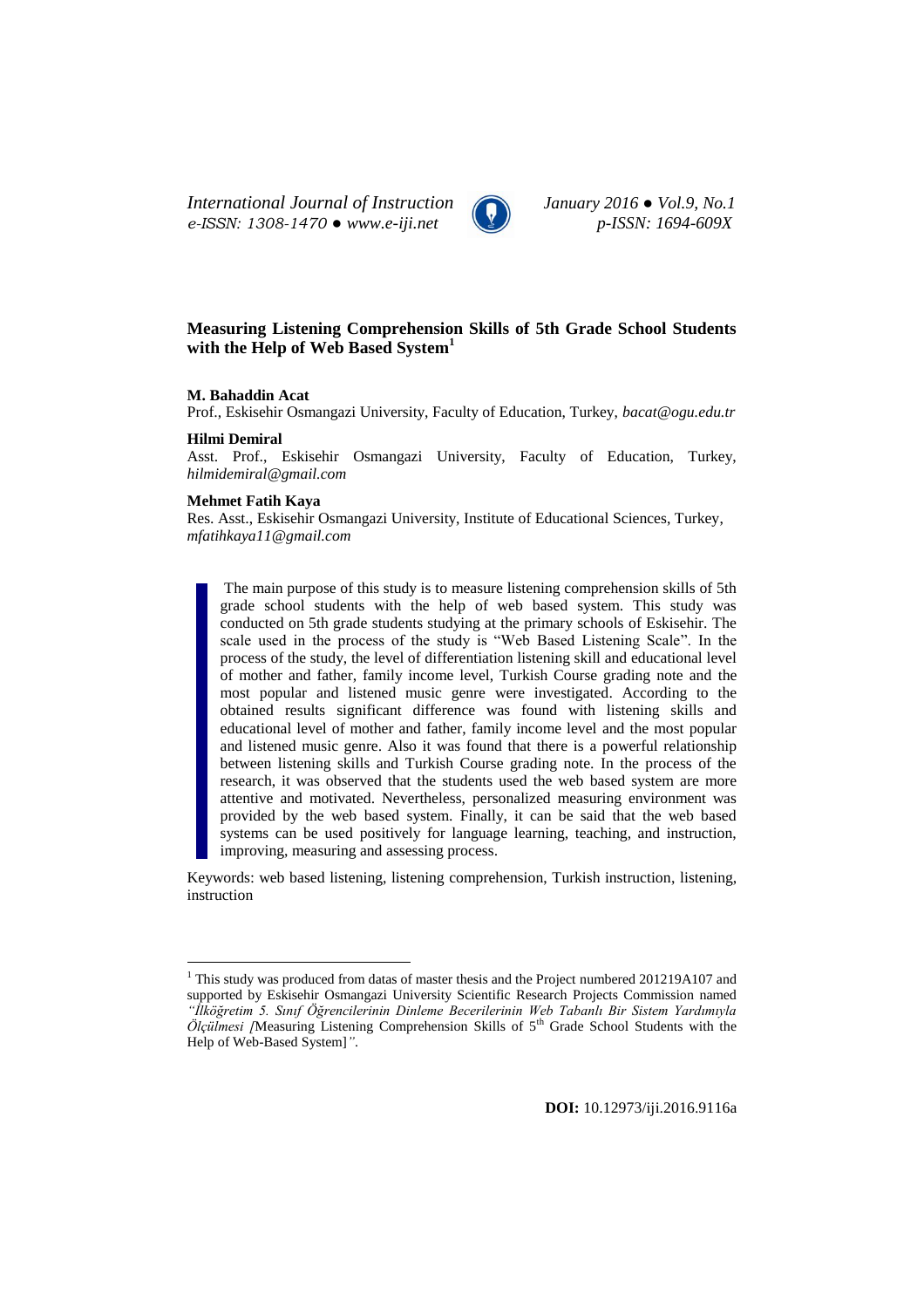# Measuring Listening Comprehension Skills of 5th Grade School Students with the Help of Web Based System[1]

**M. Bahaddin Acat**
Prof., Eskisehir Osmangazi University, Faculty of Education, Turkey, *bacat@ogu.edu.tr*

**Hilmi Demiral**
Asst. Prof., Eskisehir Osmangazi University, Faculty of Education, Turkey, *hilmidemiral@gmail.com*

**Mehmet Fatih Kaya**
Res. Asst., Eskisehir Osmangazi University, Institute of Educational Sciences, Turkey, *mfatihkaya11@gmail.com*

> The main purpose of this study is to measure listening comprehension skills of 5th grade school students with the help of web based system. This study was conducted on 5th grade students studying at the primary schools of Eskisehir. The scale used in the process of the study is "Web Based Listening Scale". In the process of the study, the level of differentiation listening skill and educational level of mother and father, family income level, Turkish Course grading note and the most popular and listened music genre were investigated. According to the obtained results significant difference was found with listening skills and educational level of mother and father, family income level and the most popular and listened music genre. Also it was found that there is a powerful relationship between listening skills and Turkish Course grading note. In the process of the research, it was observed that the students used the web based system are more attentive and motivated. Nevertheless, personalized measuring environment was provided by the web based system. Finally, it can be said that the web based systems can be used positively for language learning, teaching, and instruction, improving, measuring and assessing process.

Keywords: web based listening, listening comprehension, Turkish instruction, listening, instruction

---

[1] This study was produced from datas of master thesis and the Project numbered 201219A107 and supported by Eskisehir Osmangazi University Scientific Research Projects Commission named *"İlköğretim 5. Sınıf Öğrencilerinin Dinleme Becerilerinin Web Tabanlı Bir Sistem Yardımıyla Ölçülmesi [*Measuring Listening Comprehension Skills of 5th Grade School Students with the Help of Web-Based System]*"*.

**DOI:** 10.12973/iji.2016.9116a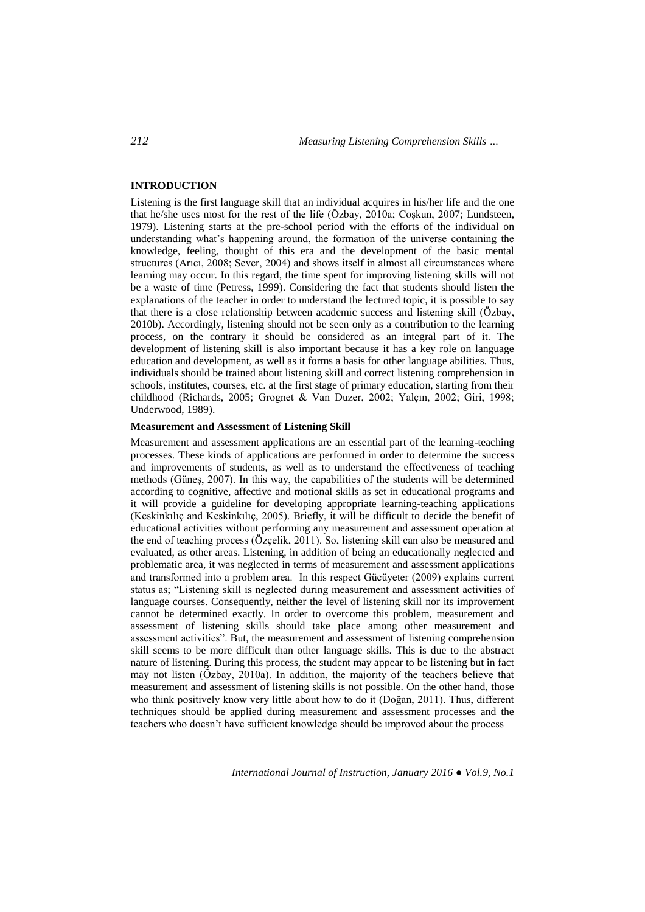## INTRODUCTION

Listening is the first language skill that an individual acquires in his/her life and the one that he/she uses most for the rest of the life (Özbay, 2010a; Coşkun, 2007; Lundsteen, 1979). Listening starts at the pre-school period with the efforts of the individual on understanding what's happening around, the formation of the universe containing the knowledge, feeling, thought of this era and the development of the basic mental structures (Arıcı, 2008; Sever, 2004) and shows itself in almost all circumstances where learning may occur. In this regard, the time spent for improving listening skills will not be a waste of time (Petress, 1999). Considering the fact that students should listen the explanations of the teacher in order to understand the lectured topic, it is possible to say that there is a close relationship between academic success and listening skill (Özbay, 2010b). Accordingly, listening should not be seen only as a contribution to the learning process, on the contrary it should be considered as an integral part of it. The development of listening skill is also important because it has a key role on language education and development, as well as it forms a basis for other language abilities. Thus, individuals should be trained about listening skill and correct listening comprehension in schools, institutes, courses, etc. at the first stage of primary education, starting from their childhood (Richards, 2005; Grognet & Van Duzer, 2002; Yalçın, 2002; Giri, 1998; Underwood, 1989).

### Measurement and Assessment of Listening Skill

Measurement and assessment applications are an essential part of the learning-teaching processes. These kinds of applications are performed in order to determine the success and improvements of students, as well as to understand the effectiveness of teaching methods (Güneş, 2007). In this way, the capabilities of the students will be determined according to cognitive, affective and motional skills as set in educational programs and it will provide a guideline for developing appropriate learning-teaching applications (Keskinkılıç and Keskinkılıç, 2005). Briefly, it will be difficult to decide the benefit of educational activities without performing any measurement and assessment operation at the end of teaching process (Özçelik, 2011). So, listening skill can also be measured and evaluated, as other areas. Listening, in addition of being an educationally neglected and problematic area, it was neglected in terms of measurement and assessment applications and transformed into a problem area. In this respect Gücüyeter (2009) explains current status as; "Listening skill is neglected during measurement and assessment activities of language courses. Consequently, neither the level of listening skill nor its improvement cannot be determined exactly. In order to overcome this problem, measurement and assessment of listening skills should take place among other measurement and assessment activities". But, the measurement and assessment of listening comprehension skill seems to be more difficult than other language skills. This is due to the abstract nature of listening. During this process, the student may appear to be listening but in fact may not listen (Özbay, 2010a). In addition, the majority of the teachers believe that measurement and assessment of listening skills is not possible. On the other hand, those who think positively know very little about how to do it (Doğan, 2011). Thus, different techniques should be applied during measurement and assessment processes and the teachers who doesn't have sufficient knowledge should be improved about the process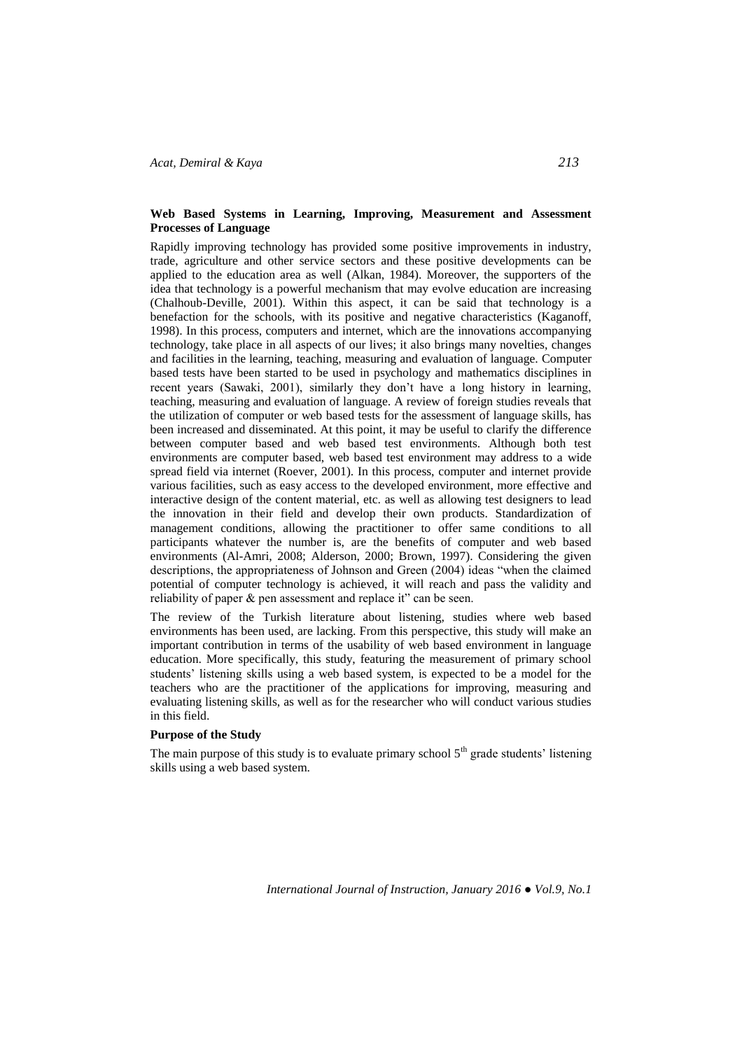**Web Based Systems in Learning, Improving, Measurement and Assessment Processes of Language**

Rapidly improving technology has provided some positive improvements in industry, trade, agriculture and other service sectors and these positive developments can be applied to the education area as well (Alkan, 1984). Moreover, the supporters of the idea that technology is a powerful mechanism that may evolve education are increasing (Chalhoub-Deville, 2001). Within this aspect, it can be said that technology is a benefaction for the schools, with its positive and negative characteristics (Kaganoff, 1998). In this process, computers and internet, which are the innovations accompanying technology, take place in all aspects of our lives; it also brings many novelties, changes and facilities in the learning, teaching, measuring and evaluation of language. Computer based tests have been started to be used in psychology and mathematics disciplines in recent years (Sawaki, 2001), similarly they don't have a long history in learning, teaching, measuring and evaluation of language. A review of foreign studies reveals that the utilization of computer or web based tests for the assessment of language skills, has been increased and disseminated. At this point, it may be useful to clarify the difference between computer based and web based test environments. Although both test environments are computer based, web based test environment may address to a wide spread field via internet (Roever, 2001). In this process, computer and internet provide various facilities, such as easy access to the developed environment, more effective and interactive design of the content material, etc. as well as allowing test designers to lead the innovation in their field and develop their own products. Standardization of management conditions, allowing the practitioner to offer same conditions to all participants whatever the number is, are the benefits of computer and web based environments (Al-Amri, 2008; Alderson, 2000; Brown, 1997). Considering the given descriptions, the appropriateness of Johnson and Green (2004) ideas "when the claimed potential of computer technology is achieved, it will reach and pass the validity and reliability of paper & pen assessment and replace it" can be seen.

The review of the Turkish literature about listening, studies where web based environments has been used, are lacking. From this perspective, this study will make an important contribution in terms of the usability of web based environment in language education. More specifically, this study, featuring the measurement of primary school students' listening skills using a web based system, is expected to be a model for the teachers who are the practitioner of the applications for improving, measuring and evaluating listening skills, as well as for the researcher who will conduct various studies in this field.

**Purpose of the Study**

The main purpose of this study is to evaluate primary school 5th grade students' listening skills using a web based system.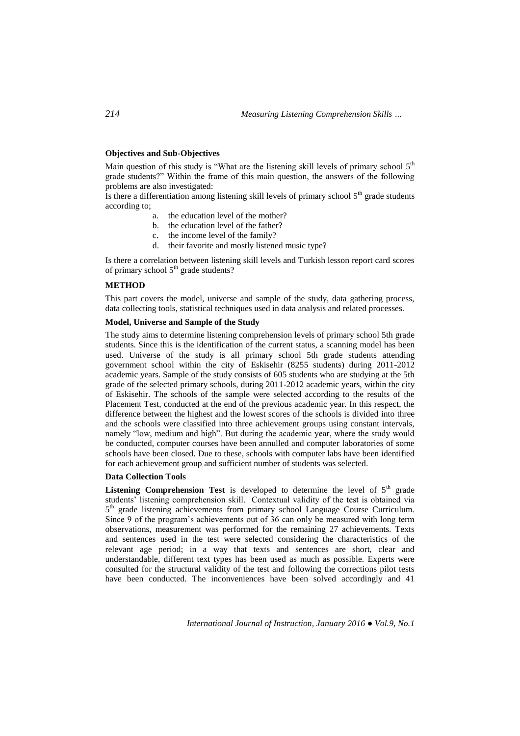### Objectives and Sub-Objectives

Main question of this study is "What are the listening skill levels of primary school $5^{th}$ grade students?" Within the frame of this main question, the answers of the following problems are also investigated:

Is there a differentiation among listening skill levels of primary school $5^{th}$ grade students according to;

a. the education level of the mother?
b. the education level of the father?
c. the income level of the family?
d. their favorite and mostly listened music type?

Is there a correlation between listening skill levels and Turkish lesson report card scores of primary school $5^{th}$ grade students?

## METHOD

This part covers the model, universe and sample of the study, data gathering process, data collecting tools, statistical techniques used in data analysis and related processes.

### Model, Universe and Sample of the Study

The study aims to determine listening comprehension levels of primary school 5th grade students. Since this is the identification of the current status, a scanning model has been used. Universe of the study is all primary school 5th grade students attending government school within the city of Eskisehir (8255 students) during 2011-2012 academic years. Sample of the study consists of 605 students who are studying at the 5th grade of the selected primary schools, during 2011-2012 academic years, within the city of Eskisehir. The schools of the sample were selected according to the results of the Placement Test, conducted at the end of the previous academic year. In this respect, the difference between the highest and the lowest scores of the schools is divided into three and the schools were classified into three achievement groups using constant intervals, namely "low, medium and high". But during the academic year, where the study would be conducted, computer courses have been annulled and computer laboratories of some schools have been closed. Due to these, schools with computer labs have been identified for each achievement group and sufficient number of students was selected.

### Data Collection Tools

**Listening Comprehension Test** is developed to determine the level of $5^{th}$ grade students' listening comprehension skill. Contextual validity of the test is obtained via $5^{th}$ grade listening achievements from primary school Language Course Curriculum. Since 9 of the program's achievements out of 36 can only be measured with long term observations, measurement was performed for the remaining 27 achievements. Texts and sentences used in the test were selected considering the characteristics of the relevant age period; in a way that texts and sentences are short, clear and understandable, different text types has been used as much as possible. Experts were consulted for the structural validity of the test and following the corrections pilot tests have been conducted. The inconveniences have been solved accordingly and 41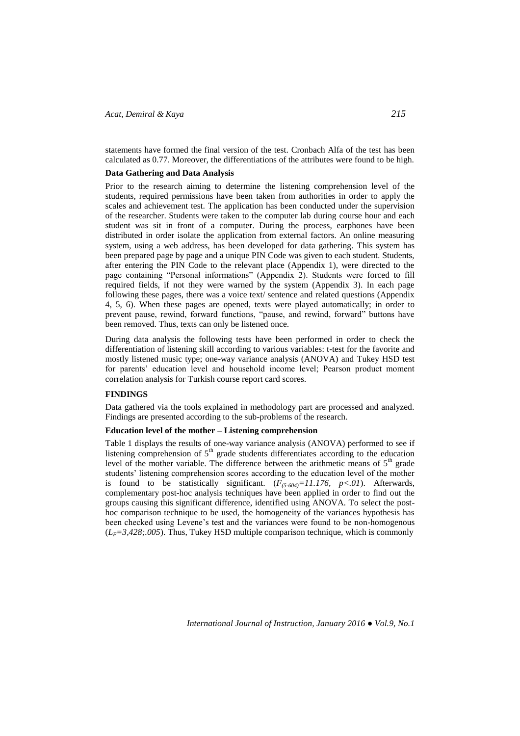statements have formed the final version of the test. Cronbach Alfa of the test has been calculated as 0.77. Moreover, the differentiations of the attributes were found to be high.

### Data Gathering and Data Analysis

Prior to the research aiming to determine the listening comprehension level of the students, required permissions have been taken from authorities in order to apply the scales and achievement test. The application has been conducted under the supervision of the researcher. Students were taken to the computer lab during course hour and each student was sit in front of a computer. During the process, earphones have been distributed in order isolate the application from external factors. An online measuring system, using a web address, has been developed for data gathering. This system has been prepared page by page and a unique PIN Code was given to each student. Students, after entering the PIN Code to the relevant place (Appendix 1), were directed to the page containing "Personal informations" (Appendix 2). Students were forced to fill required fields, if not they were warned by the system (Appendix 3). In each page following these pages, there was a voice text/ sentence and related questions (Appendix 4, 5, 6). When these pages are opened, texts were played automatically; in order to prevent pause, rewind, forward functions, "pause, and rewind, forward" buttons have been removed. Thus, texts can only be listened once.

During data analysis the following tests have been performed in order to check the differentiation of listening skill according to various variables: t-test for the favorite and mostly listened music type; one-way variance analysis (ANOVA) and Tukey HSD test for parents' education level and household income level; Pearson product moment correlation analysis for Turkish course report card scores.

## FINDINGS

Data gathered via the tools explained in methodology part are processed and analyzed. Findings are presented according to the sub-problems of the research.

### Education level of the mother – Listening comprehension

Table 1 displays the results of one-way variance analysis (ANOVA) performed to see if listening comprehension of $5^{th}$ grade students differentiates according to the education level of the mother variable. The difference between the arithmetic means of $5^{th}$ grade students' listening comprehension scores according to the education level of the mother is found to be statistically significant. ($F_{(5\text{-}604)}=11.176$, $p<.01$). Afterwards, complementary post-hoc analysis techniques have been applied in order to find out the groups causing this significant difference, identified using ANOVA. To select the post-hoc comparison technique to be used, the homogeneity of the variances hypothesis has been checked using Levene's test and the variances were found to be non-homogenous ($L_F=3{,}428;.005$). Thus, Tukey HSD multiple comparison technique, which is commonly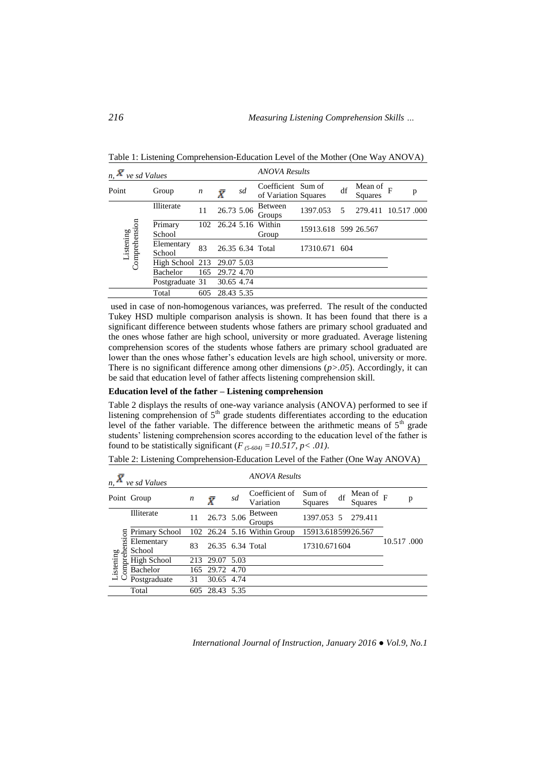Table 1: Listening Comprehension-Education Level of the Mother (One Way ANOVA)

| *n*, $\bar{X}$ *ve sd Values* | | | | | *ANOVA Results* | | | | | |
|---|---|---|---|---|---|---|---|---|---|---|
| Point | Group | *n* | $\bar{X}$ | *sd* | Coefficient of Variation | Sum of Squares | df | Mean of Squares | F | p |
| Listening Comprehension | Illiterate | 11 | 26.73 | 5.06 | Between Groups | 1397.053 | 5 | 279.411 | 10.517 | .000 |
| | Primary School | 102 | 26.24 | 5.16 | Within Group | 15913.618 | 599 | 26.567 | | |
| | Elementary School | 83 | 26.35 | 6.34 | Total | 17310.671 | 604 | | | |
| | High School | 213 | 29.07 | 5.03 | | | | | | |
| | Bachelor | 165 | 29.72 | 4.70 | | | | | | |
| | Postgraduate | 31 | 30.65 | 4.74 | | | | | | |
| | Total | 605 | 28.43 | 5.35 | | | | | | |

used in case of non-homogenous variances, was preferred. The result of the conducted Tukey HSD multiple comparison analysis is shown. It has been found that there is a significant difference between students whose fathers are primary school graduated and the ones whose father are high school, university or more graduated. Average listening comprehension scores of the students whose fathers are primary school graduated are lower than the ones whose father's education levels are high school, university or more. There is no significant difference among other dimensions (*p>.05*). Accordingly, it can be said that education level of father affects listening comprehension skill.

**Education level of the father – Listening comprehension**

Table 2 displays the results of one-way variance analysis (ANOVA) performed to see if listening comprehension of 5th grade students differentiates according to the education level of the father variable. The difference between the arithmetic means of 5th grade students' listening comprehension scores according to the education level of the father is found to be statistically significant ($F_{(5\text{-}604)} = 10.517$, $p < .01$).

Table 2: Listening Comprehension-Education Level of the Father (One Way ANOVA)

| *n*, $\bar{X}$ *ve sd Values* | | | | | *ANOVA Results* | | | | | |
|---|---|---|---|---|---|---|---|---|---|---|
| Point | Group | *n* | $\bar{X}$ | *sd* | Coefficient of Variation | Sum of Squares | df | Mean of Squares | F | p |
| Listening Comprehension | Illiterate | 11 | 26.73 | 5.06 | Between Groups | 1397.053 | 5 | 279.411 | 10.517 | .000 |
| | Primary School | 102 | 26.24 | 5.16 | Within Group | 15913.618 | 599 | 26.567 | | |
| | Elementary School | 83 | 26.35 | 6.34 | Total | 17310.671 | 604 | | | |
| | High School | 213 | 29.07 | 5.03 | | | | | | |
| | Bachelor | 165 | 29.72 | 4.70 | | | | | | |
| | Postgraduate | 31 | 30.65 | 4.74 | | | | | | |
| | Total | 605 | 28.43 | 5.35 | | | | | | |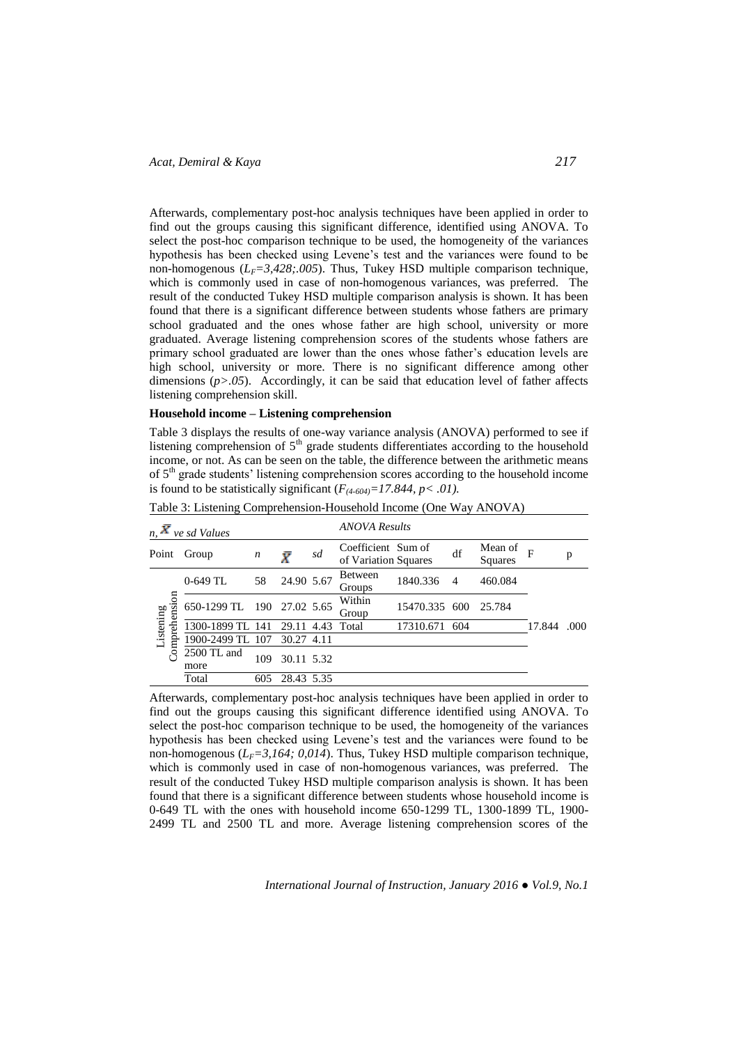Afterwards, complementary post-hoc analysis techniques have been applied in order to find out the groups causing this significant difference, identified using ANOVA. To select the post-hoc comparison technique to be used, the homogeneity of the variances hypothesis has been checked using Levene's test and the variances were found to be non-homogenous ($L_F=3,428;.005$). Thus, Tukey HSD multiple comparison technique, which is commonly used in case of non-homogenous variances, was preferred. The result of the conducted Tukey HSD multiple comparison analysis is shown. It has been found that there is a significant difference between students whose fathers are primary school graduated and the ones whose father are high school, university or more graduated. Average listening comprehension scores of the students whose fathers are primary school graduated are lower than the ones whose father's education levels are high school, university or more. There is no significant difference among other dimensions ($p>.05$). Accordingly, it can be said that education level of father affects listening comprehension skill.

**Household income – Listening comprehension**

Table 3 displays the results of one-way variance analysis (ANOVA) performed to see if listening comprehension of 5th grade students differentiates according to the household income, or not. As can be seen on the table, the difference between the arithmetic means of 5th grade students' listening comprehension scores according to the household income is found to be statistically significant ($F_{(4\text{-}604)}=17.844, p<.01$).

Table 3: Listening Comprehension-Household Income (One Way ANOVA)

| *n, $\bar{X}$ ve sd Values* | | | | | *ANOVA Results* | | | | | |
|---|---|---|---|---|---|---|---|---|---|---|
| Point | Group | *n* | $\bar{X}$ | *sd* | Coefficient of Variation | Sum of Squares | df | Mean of Squares | F | p |
| Listening Comprehension | 0-649 TL | 58 | 24.90 | 5.67 | Between Groups | 1840.336 | 4 | 460.084 | 17.844 | .000 |
| | 650-1299 TL | 190 | 27.02 | 5.65 | Within Group | 15470.335 | 600 | 25.784 | | |
| | 1300-1899 TL | 141 | 29.11 | 4.43 | Total | 17310.671 | 604 | | | |
| | 1900-2499 TL | 107 | 30.27 | 4.11 | | | | | | |
| | 2500 TL and more | 109 | 30.11 | 5.32 | | | | | | |
| | Total | 605 | 28.43 | 5.35 | | | | | | |

Afterwards, complementary post-hoc analysis techniques have been applied in order to find out the groups causing this significant difference identified using ANOVA. To select the post-hoc comparison technique to be used, the homogeneity of the variances hypothesis has been checked using Levene's test and the variances were found to be non-homogenous ($L_F=3,164; 0,014$). Thus, Tukey HSD multiple comparison technique, which is commonly used in case of non-homogenous variances, was preferred. The result of the conducted Tukey HSD multiple comparison analysis is shown. It has been found that there is a significant difference between students whose household income is 0-649 TL with the ones with household income 650-1299 TL, 1300-1899 TL, 1900-2499 TL and 2500 TL and more. Average listening comprehension scores of the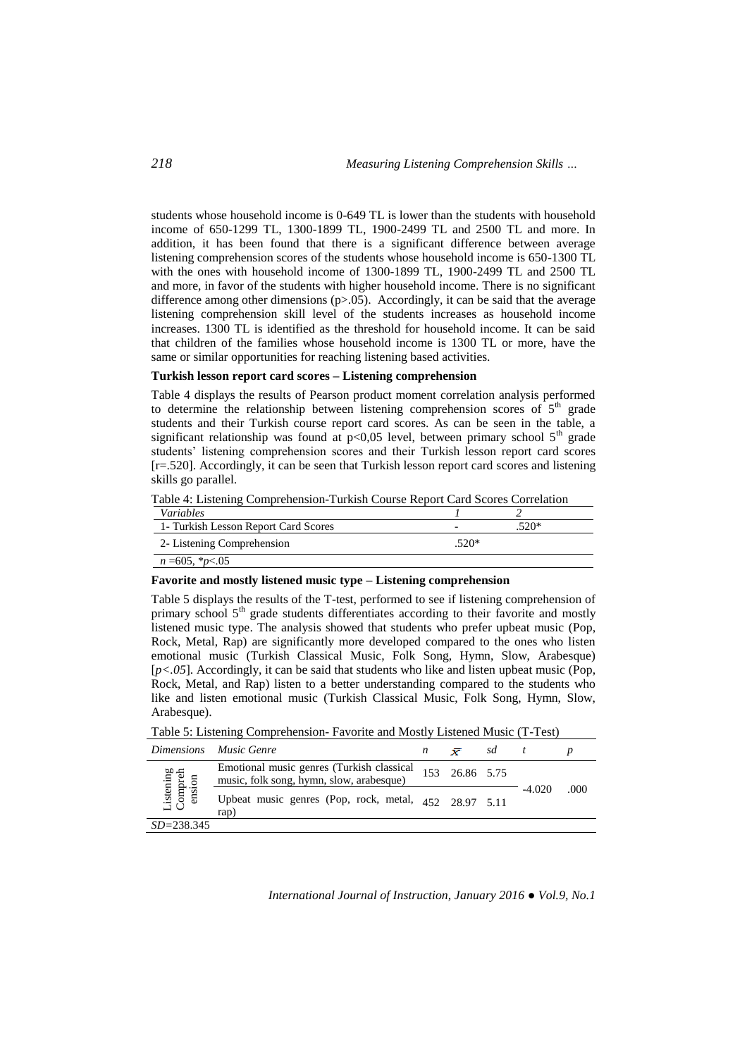students whose household income is 0-649 TL is lower than the students with household income of 650-1299 TL, 1300-1899 TL, 1900-2499 TL and 2500 TL and more. In addition, it has been found that there is a significant difference between average listening comprehension scores of the students whose household income is 650-1300 TL with the ones with household income of 1300-1899 TL, 1900-2499 TL and 2500 TL and more, in favor of the students with higher household income. There is no significant difference among other dimensions ($p>.05$). Accordingly, it can be said that the average listening comprehension skill level of the students increases as household income increases. 1300 TL is identified as the threshold for household income. It can be said that children of the families whose household income is 1300 TL or more, have the same or similar opportunities for reaching listening based activities.

**Turkish lesson report card scores – Listening comprehension**

Table 4 displays the results of Pearson product moment correlation analysis performed to determine the relationship between listening comprehension scores of 5th grade students and their Turkish course report card scores. As can be seen in the table, a significant relationship was found at $p<0,05$ level, between primary school 5th grade students' listening comprehension scores and their Turkish lesson report card scores [r=.520]. Accordingly, it can be seen that Turkish lesson report card scores and listening skills go parallel.

Table 4: Listening Comprehension-Turkish Course Report Card Scores Correlation

| *Variables* | *1* | *2* |
|---|---|---|
| 1- Turkish Lesson Report Card Scores | - | .520* |
| 2- Listening Comprehension | .520* | |
| *n* =605, \**p*<.05 | | |

**Favorite and mostly listened music type – Listening comprehension**

Table 5 displays the results of the T-test, performed to see if listening comprehension of primary school 5th grade students differentiates according to their favorite and mostly listened music type. The analysis showed that students who prefer upbeat music (Pop, Rock, Metal, Rap) are significantly more developed compared to the ones who listen emotional music (Turkish Classical Music, Folk Song, Hymn, Slow, Arabesque) [$p<.05$]. Accordingly, it can be said that students who like and listen upbeat music (Pop, Rock, Metal, and Rap) listen to a better understanding compared to the students who like and listen emotional music (Turkish Classical Music, Folk Song, Hymn, Slow, Arabesque).

Table 5: Listening Comprehension- Favorite and Mostly Listened Music (T-Test)

| *Dimensions* | *Music Genre* | *n* | $\bar{x}$ | *sd* | *t* | *p* |
|---|---|---|---|---|---|---|
| Listening Comprehension | Emotional music genres (Turkish classical music, folk song, hymn, slow, arabesque) | 153 | 26.86 | 5.75 | -4.020 | .000 |
| | Upbeat music genres (Pop, rock, metal, rap) | 452 | 28.97 | 5.11 | | |
| *SD*=238.345 | | | | | | |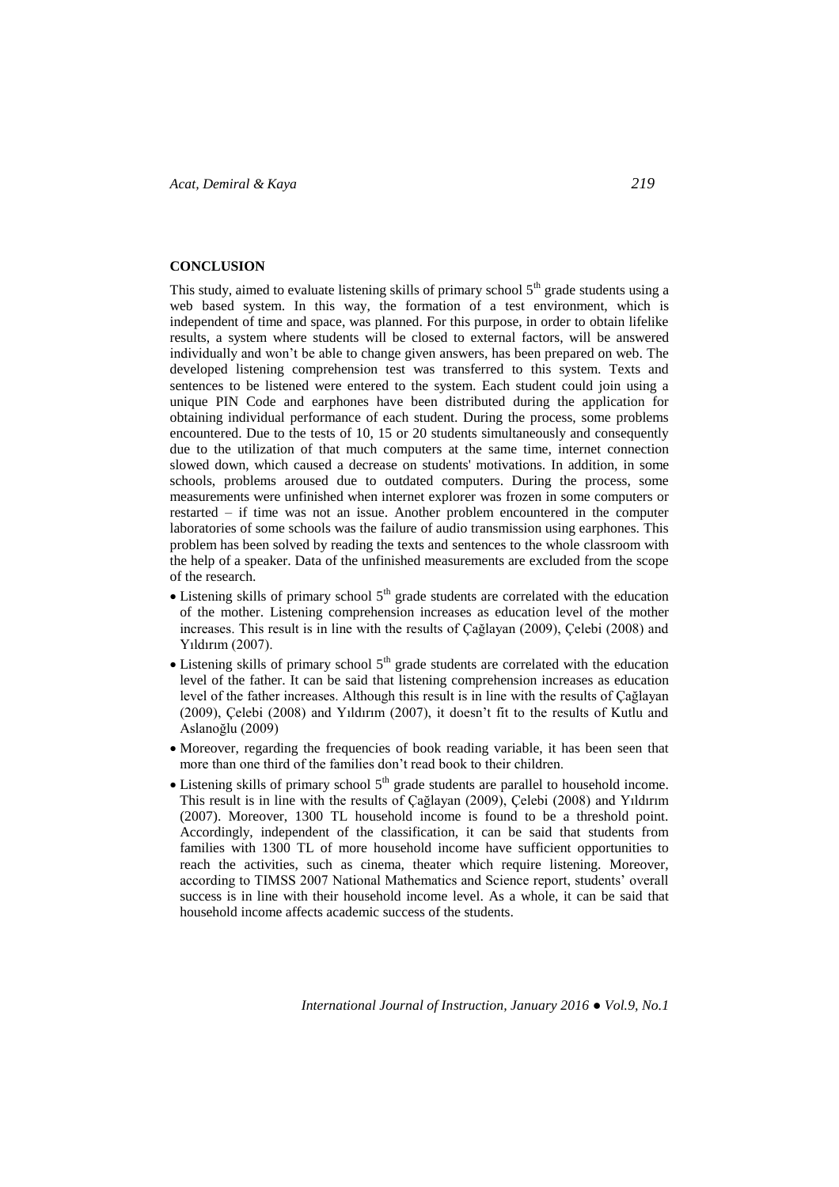## CONCLUSION

This study, aimed to evaluate listening skills of primary school 5th grade students using a web based system. In this way, the formation of a test environment, which is independent of time and space, was planned. For this purpose, in order to obtain lifelike results, a system where students will be closed to external factors, will be answered individually and won't be able to change given answers, has been prepared on web. The developed listening comprehension test was transferred to this system. Texts and sentences to be listened were entered to the system. Each student could join using a unique PIN Code and earphones have been distributed during the application for obtaining individual performance of each student. During the process, some problems encountered. Due to the tests of 10, 15 or 20 students simultaneously and consequently due to the utilization of that much computers at the same time, internet connection slowed down, which caused a decrease on students' motivations. In addition, in some schools, problems aroused due to outdated computers. During the process, some measurements were unfinished when internet explorer was frozen in some computers or restarted – if time was not an issue. Another problem encountered in the computer laboratories of some schools was the failure of audio transmission using earphones. This problem has been solved by reading the texts and sentences to the whole classroom with the help of a speaker. Data of the unfinished measurements are excluded from the scope of the research.

- Listening skills of primary school 5th grade students are correlated with the education of the mother. Listening comprehension increases as education level of the mother increases. This result is in line with the results of Çağlayan (2009), Çelebi (2008) and Yıldırım (2007).
- Listening skills of primary school 5th grade students are correlated with the education level of the father. It can be said that listening comprehension increases as education level of the father increases. Although this result is in line with the results of Çağlayan (2009), Çelebi (2008) and Yıldırım (2007), it doesn't fit to the results of Kutlu and Aslanoğlu (2009)
- Moreover, regarding the frequencies of book reading variable, it has been seen that more than one third of the families don't read book to their children.
- Listening skills of primary school 5th grade students are parallel to household income. This result is in line with the results of Çağlayan (2009), Çelebi (2008) and Yıldırım (2007). Moreover, 1300 TL household income is found to be a threshold point. Accordingly, independent of the classification, it can be said that students from families with 1300 TL of more household income have sufficient opportunities to reach the activities, such as cinema, theater which require listening. Moreover, according to TIMSS 2007 National Mathematics and Science report, students' overall success is in line with their household income level. As a whole, it can be said that household income affects academic success of the students.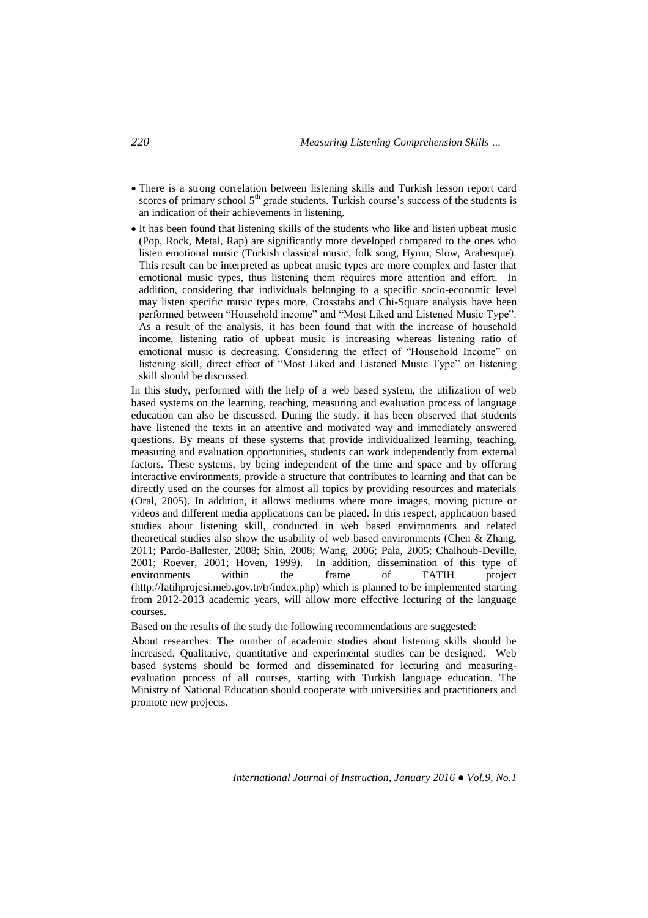- There is a strong correlation between listening skills and Turkish lesson report card scores of primary school 5th grade students. Turkish course's success of the students is an indication of their achievements in listening.
- It has been found that listening skills of the students who like and listen upbeat music (Pop, Rock, Metal, Rap) are significantly more developed compared to the ones who listen emotional music (Turkish classical music, folk song, Hymn, Slow, Arabesque). This result can be interpreted as upbeat music types are more complex and faster that emotional music types, thus listening them requires more attention and effort. In addition, considering that individuals belonging to a specific socio-economic level may listen specific music types more, Crosstabs and Chi-Square analysis have been performed between "Household income" and "Most Liked and Listened Music Type". As a result of the analysis, it has been found that with the increase of household income, listening ratio of upbeat music is increasing whereas listening ratio of emotional music is decreasing. Considering the effect of "Household Income" on listening skill, direct effect of "Most Liked and Listened Music Type" on listening skill should be discussed.

In this study, performed with the help of a web based system, the utilization of web based systems on the learning, teaching, measuring and evaluation process of language education can also be discussed. During the study, it has been observed that students have listened the texts in an attentive and motivated way and immediately answered questions. By means of these systems that provide individualized learning, teaching, measuring and evaluation opportunities, students can work independently from external factors. These systems, by being independent of the time and space and by offering interactive environments, provide a structure that contributes to learning and that can be directly used on the courses for almost all topics by providing resources and materials (Oral, 2005). In addition, it allows mediums where more images, moving picture or videos and different media applications can be placed. In this respect, application based studies about listening skill, conducted in web based environments and related theoretical studies also show the usability of web based environments (Chen & Zhang, 2011; Pardo-Ballester, 2008; Shin, 2008; Wang, 2006; Pala, 2005; Chalhoub-Deville, 2001; Roever, 2001; Hoven, 1999). In addition, dissemination of this type of environments within the frame of FATIH project (http://fatihprojesi.meb.gov.tr/tr/index.php) which is planned to be implemented starting from 2012-2013 academic years, will allow more effective lecturing of the language courses.

Based on the results of the study the following recommendations are suggested:

About researches: The number of academic studies about listening skills should be increased. Qualitative, quantitative and experimental studies can be designed. Web based systems should be formed and disseminated for lecturing and measuring-evaluation process of all courses, starting with Turkish language education. The Ministry of National Education should cooperate with universities and practitioners and promote new projects.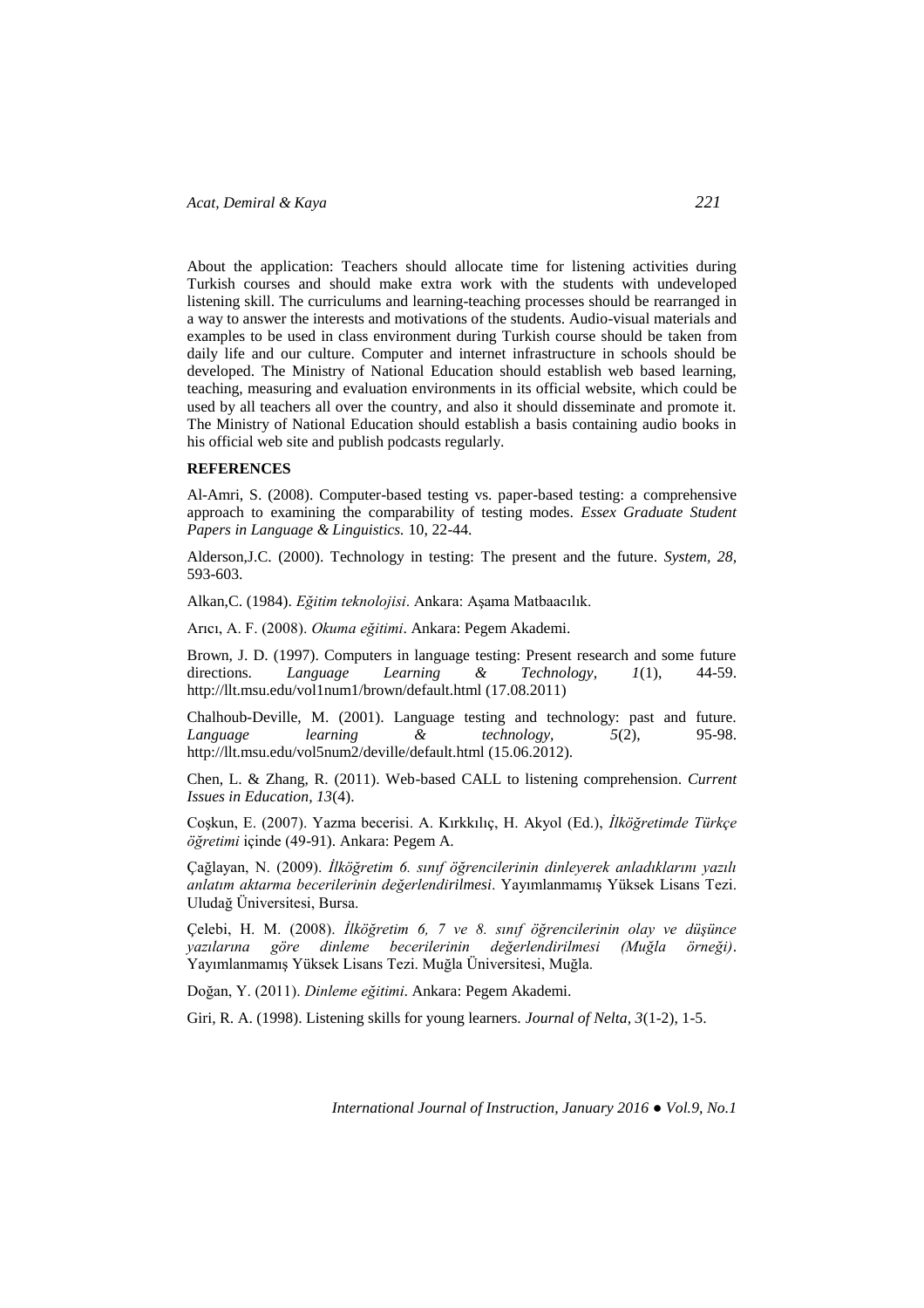About the application: Teachers should allocate time for listening activities during Turkish courses and should make extra work with the students with undeveloped listening skill. The curriculums and learning-teaching processes should be rearranged in a way to answer the interests and motivations of the students. Audio-visual materials and examples to be used in class environment during Turkish course should be taken from daily life and our culture. Computer and internet infrastructure in schools should be developed. The Ministry of National Education should establish web based learning, teaching, measuring and evaluation environments in its official website, which could be used by all teachers all over the country, and also it should disseminate and promote it. The Ministry of National Education should establish a basis containing audio books in his official web site and publish podcasts regularly.

**REFERENCES**

Al-Amri, S. (2008). Computer-based testing vs. paper-based testing: a comprehensive approach to examining the comparability of testing modes. *Essex Graduate Student Papers in Language & Linguistics.* 10, 22-44.

Alderson,J.C. (2000). Technology in testing: The present and the future. *System, 28,* 593-603.

Alkan,C. (1984). *Eğitim teknolojisi*. Ankara: Aşama Matbaacılık.

Arıcı, A. F. (2008). *Okuma eğitimi*. Ankara: Pegem Akademi.

Brown, J. D. (1997). Computers in language testing: Present research and some future directions. *Language Learning & Technology, 1*(1), 44-59. http://llt.msu.edu/vol1num1/brown/default.html (17.08.2011)

Chalhoub-Deville, M. (2001). Language testing and technology: past and future. *Language learning & technology, 5*(2), 95-98. http://llt.msu.edu/vol5num2/deville/default.html (15.06.2012).

Chen, L. & Zhang, R. (2011). Web-based CALL to listening comprehension. *Current Issues in Education, 13*(4).

Coşkun, E. (2007). Yazma becerisi. A. Kırkkılıç, H. Akyol (Ed.), *İlköğretimde Türkçe öğretimi* içinde (49-91). Ankara: Pegem A.

Çağlayan, N. (2009). *İlköğretim 6. sınıf öğrencilerinin dinleyerek anladıklarını yazılı anlatım aktarma becerilerinin değerlendirilmesi*. Yayımlanmamış Yüksek Lisans Tezi. Uludağ Üniversitesi, Bursa.

Çelebi, H. M. (2008). *İlköğretim 6, 7 ve 8. sınıf öğrencilerinin olay ve düşünce yazılarına göre dinleme becerilerinin değerlendirilmesi (Muğla örneği)*. Yayımlanmamış Yüksek Lisans Tezi. Muğla Üniversitesi, Muğla.

Doğan, Y. (2011). *Dinleme eğitimi*. Ankara: Pegem Akademi.

Giri, R. A. (1998). Listening skills for young learners. *Journal of Nelta, 3*(1-2), 1-5.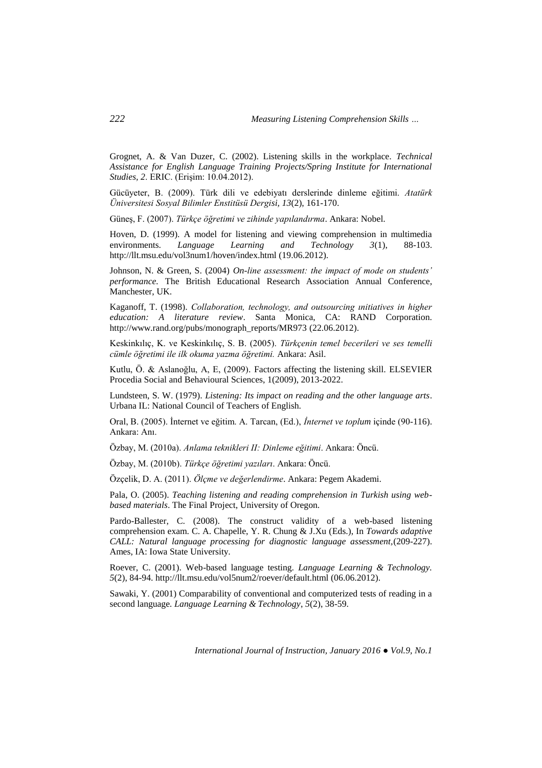Grognet, A. & Van Duzer, C. (2002). Listening skills in the workplace. *Technical Assistance for English Language Training Projects/Spring Institute for International Studies, 2*. ERIC. (Erişim: 10.04.2012).

Gücüyeter, B. (2009). Türk dili ve edebiyatı derslerinde dinleme eğitimi. *Atatürk Üniversitesi Sosyal Bilimler Enstitüsü Dergisi, 13*(2), 161-170.

Güneş, F. (2007). *Türkçe öğretimi ve zihinde yapılandırma*. Ankara: Nobel.

Hoven, D. (1999). A model for listening and viewing comprehension in multimedia environments. *Language Learning and Technology 3*(1), 88-103. http://llt.msu.edu/vol3num1/hoven/index.html (19.06.2012).

Johnson, N. & Green, S. (2004) *On-line assessment: the impact of mode on students' performance.* The British Educational Research Association Annual Conference, Manchester, UK.

Kaganoff, T. (1998). *Collaboration, technology, and outsourcing ınitiatives in higher education: A literature review*. Santa Monica, CA: RAND Corporation. http://www.rand.org/pubs/monograph_reports/MR973 (22.06.2012).

Keskinkılıç, K. ve Keskinkılıç, S. B. (2005). *Türkçenin temel becerileri ve ses temelli cümle öğretimi ile ilk okuma yazma öğretimi.* Ankara: Asil.

Kutlu, Ö. & Aslanoğlu, A, E, (2009). Factors affecting the listening skill. ELSEVIER Procedia Social and Behavioural Sciences, 1(2009), 2013-2022.

Lundsteen, S. W. (1979). *Listening: Its impact on reading and the other language arts*. Urbana IL: National Council of Teachers of English.

Oral, B. (2005). İnternet ve eğitim. A. Tarcan, (Ed.), *İnternet ve toplum* içinde (90-116). Ankara: Anı.

Özbay, M. (2010a). *Anlama teknikleri II: Dinleme eğitimi*. Ankara: Öncü.

Özbay, M. (2010b). *Türkçe öğretimi yazıları*. Ankara: Öncü.

Özçelik, D. A. (2011). *Ölçme ve değerlendirme*. Ankara: Pegem Akademi.

Pala, O. (2005). *Teaching listening and reading comprehension in Turkish using web-based materials*. The Final Project, University of Oregon.

Pardo-Ballester, C. (2008). The construct validity of a web-based listening comprehension exam. C. A. Chapelle, Y. R. Chung & J.Xu (Eds.), In *Towards adaptive CALL: Natural language processing for diagnostic language assessment*,(209-227). Ames, IA: Iowa State University.

Roever, C. (2001). Web-based language testing. *Language Learning & Technology. 5*(2), 84-94. http://llt.msu.edu/vol5num2/roever/default.html (06.06.2012).

Sawaki, Y. (2001) Comparability of conventional and computerized tests of reading in a second language. *Language Learning & Technology*, *5*(2), 38-59.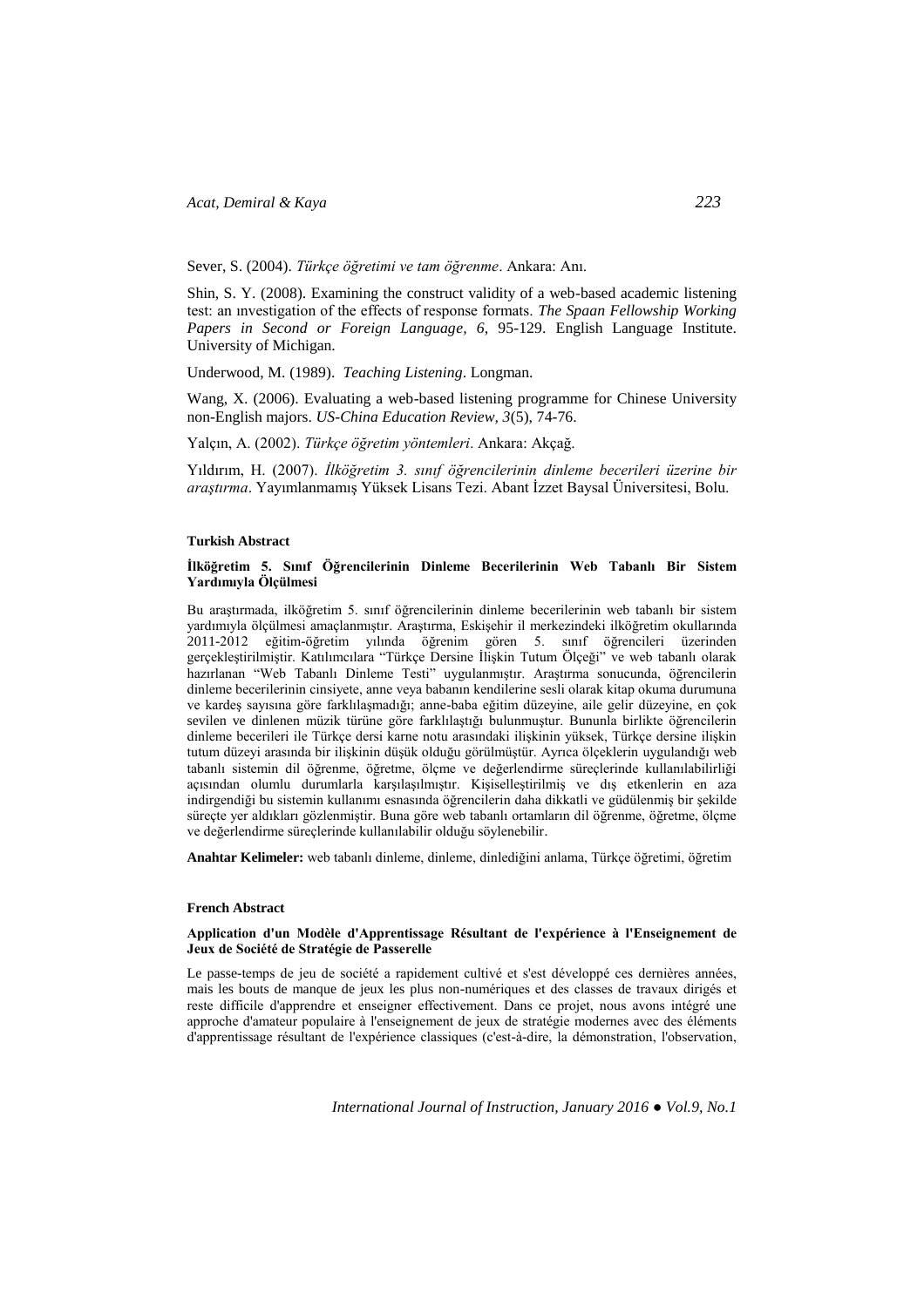Sever, S. (2004). *Türkçe öğretimi ve tam öğrenme*. Ankara: Anı.

Shin, S. Y. (2008). Examining the construct validity of a web-based academic listening test: an ınvestigation of the effects of response formats. *The Spaan Fellowship Working Papers in Second or Foreign Language, 6,* 95-129. English Language Institute. University of Michigan.

Underwood, M. (1989). *Teaching Listening*. Longman.

Wang, X. (2006). Evaluating a web-based listening programme for Chinese University non-English majors. *US-China Education Review, 3*(5), 74-76.

Yalçın, A. (2002). *Türkçe öğretim yöntemleri*. Ankara: Akçağ.

Yıldırım, H. (2007). *İlköğretim 3. sınıf öğrencilerinin dinleme becerileri üzerine bir araştırma*. Yayımlanmamış Yüksek Lisans Tezi. Abant İzzet Baysal Üniversitesi, Bolu.

#### Turkish Abstract

**İlköğretim 5. Sınıf Öğrencilerinin Dinleme Becerilerinin Web Tabanlı Bir Sistem Yardımıyla Ölçülmesi**

Bu araştırmada, ilköğretim 5. sınıf öğrencilerinin dinleme becerilerinin web tabanlı bir sistem yardımıyla ölçülmesi amaçlanmıştır. Araştırma, Eskişehir il merkezindeki ilköğretim okullarında 2011-2012 eğitim-öğretim yılında öğrenim gören 5. sınıf öğrencileri üzerinden gerçekleştirilmiştir. Katılımcılara "Türkçe Dersine İlişkin Tutum Ölçeği" ve web tabanlı olarak hazırlanan "Web Tabanlı Dinleme Testi" uygulanmıştır. Araştırma sonucunda, öğrencilerin dinleme becerilerinin cinsiyete, anne veya babanın kendilerine sesli olarak kitap okuma durumuna ve kardeş sayısına göre farklılaşmadığı; anne-baba eğitim düzeyine, aile gelir düzeyine, en çok sevilen ve dinlenen müzik türüne göre farklılaştığı bulunmuştur. Bununla birlikte öğrencilerin dinleme becerileri ile Türkçe dersi karne notu arasındaki ilişkinin yüksek, Türkçe dersine ilişkin tutum düzeyi arasında bir ilişkinin düşük olduğu görülmüştür. Ayrıca ölçeklerin uygulandığı web tabanlı sistemin dil öğrenme, öğretme, ölçme ve değerlendirme süreçlerinde kullanılabilirliği açısından olumlu durumlarla karşılaşılmıştır. Kişiselleştirilmiş ve dış etkenlerin en aza indirgendiği bu sistemin kullanımı esnasında öğrencilerin daha dikkatli ve güdülenmiş bir şekilde süreçte yer aldıkları gözlenmiştir. Buna göre web tabanlı ortamların dil öğrenme, öğretme, ölçme ve değerlendirme süreçlerinde kullanılabilir olduğu söylenebilir.

**Anahtar Kelimeler:** web tabanlı dinleme, dinleme, dinlediğini anlama, Türkçe öğretimi, öğretim

#### French Abstract

**Application d'un Modèle d'Apprentissage Résultant de l'expérience à l'Enseignement de Jeux de Société de Stratégie de Passerelle**

Le passe-temps de jeu de société a rapidement cultivé et s'est développé ces dernières années, mais les bouts de manque de jeux les plus non-numériques et des classes de travaux dirigés et reste difficile d'apprendre et enseigner effectivement. Dans ce projet, nous avons intégré une approche d'amateur populaire à l'enseignement de jeux de stratégie modernes avec des éléments d'apprentissage résultant de l'expérience classiques (c'est-à-dire, la démonstration, l'observation,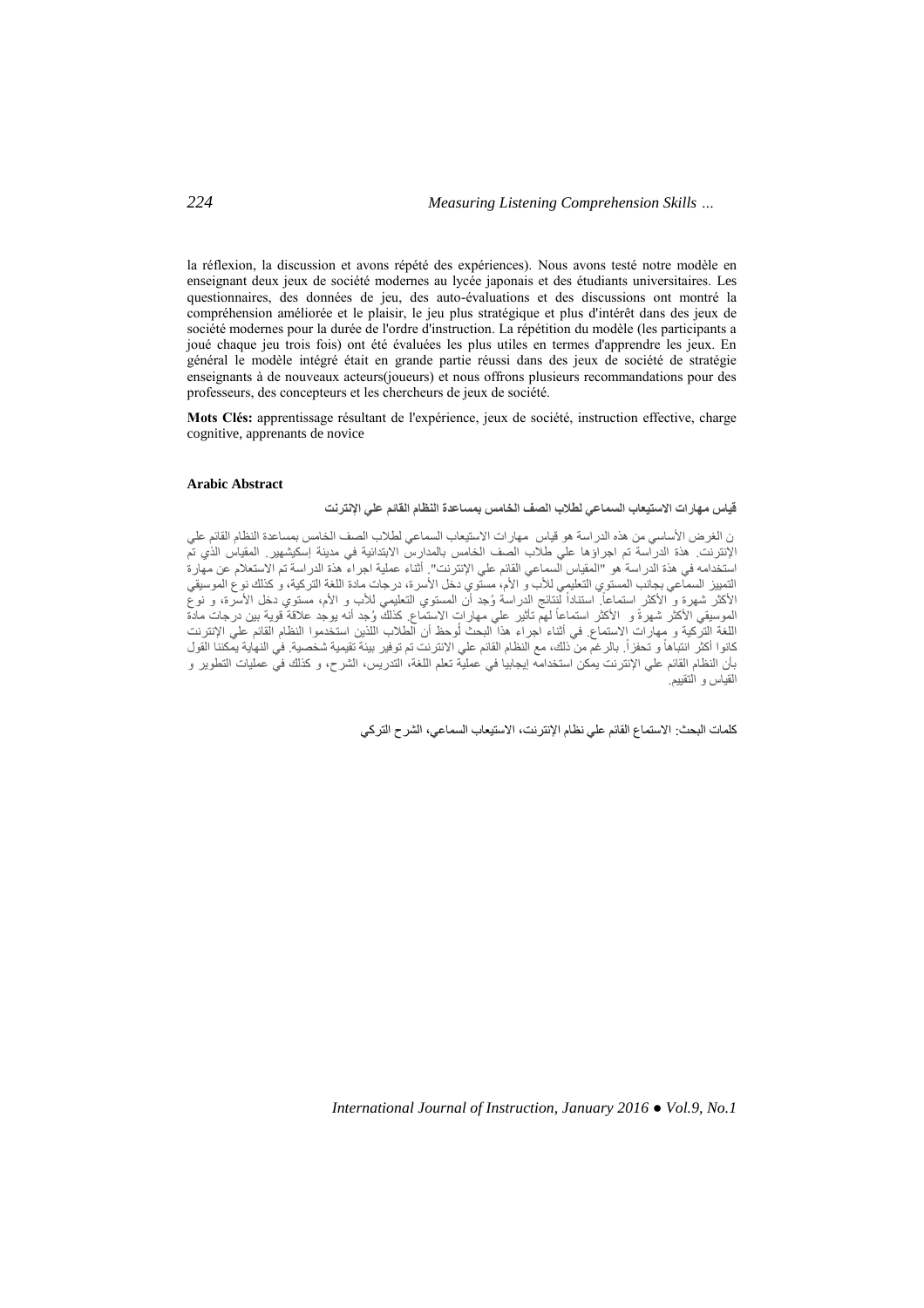la réflexion, la discussion et avons répété des expériences). Nous avons testé notre modèle en enseignant deux jeux de société modernes au lycée japonais et des étudiants universitaires. Les questionnaires, des données de jeu, des auto-évaluations et des discussions ont montré la compréhension améliorée et le plaisir, le jeu plus stratégique et plus d'intérêt dans des jeux de société modernes pour la durée de l'ordre d'instruction. La répétition du modèle (les participants a joué chaque jeu trois fois) ont été évaluées les plus utiles en termes d'apprendre les jeux. En général le modèle intégré était en grande partie réussi dans des jeux de société de stratégie enseignants à de nouveaux acteurs(joueurs) et nous offrons plusieurs recommandations pour des professeurs, des concepteurs et les chercheurs de jeux de société.

**Mots Clés:** apprentissage résultant de l'expérience, jeux de société, instruction effective, charge cognitive, apprenants de novice

**Arabic Abstract**

**قياس مهارات الاستيعاب السماعي لطلاب الصف الخامس بمساعدة النظام القائم علي الإنترنت**

ن الغرض الأساسي من هذه الدراسة هو قياس مهارات الاستيعاب السماعي لطلاب الصف الخامس بمساعدة النظام القائم علي الإنترنت. هذة الدراسة تم اجراؤها علي طلاب الصف الخامس بالمدارس الابتدائية في مدينة إسكيشهير. المقياس الذي تم استخدامه في هذة الدراسة هو "المقياس السماعي القائم علي الإنترنت". أثناء عملية اجراء هذة الدراسة تم الاستعلام عن مهارة التمييز السماعي بجانب المستوي التعليمي للأب و الأم، مستوي دخل الأسرة، درجات مادة اللغة التركية، و كذلك نوع الموسيقي الأكثر شهرة و الأكثر استماعاً. استناداً لنتائج الدراسة وُجد أن المستوي التعليمي للأب و الأم، مستوي دخل الأسرة، و نوع الموسيقي الأكثر شهرةً و الأكثر استماعاً لهم تأثير علي مهارات الاستماع. كذلك وُجد أنه يوجد علاقة قوية بين درجات مادة اللغة التركية و مهارات الاستماع. في أثناء اجراء هذا البحث لُوحظ أن الطلاب اللذين استخدموا النظام القائم علي الإنترنت كانوا أكثر انتباهاً و تحفزاً. بالرغم من ذلك، مع النظام القائم علي الانترنت تم توفير بيئة تقيمية شخصية. في النهاية يمكننا القول بأن النظام القائم علي الإنترنت يمكن استخدامه إيجابيا في عملية تعلم اللغة، التدريس، الشرح، و كذلك في عمليات التطوير و القياس و التقييم.

كلمات البحث: الاستماع القائم علي نظام الإنترنت، الاستيعاب السماعي، الشرح التركي